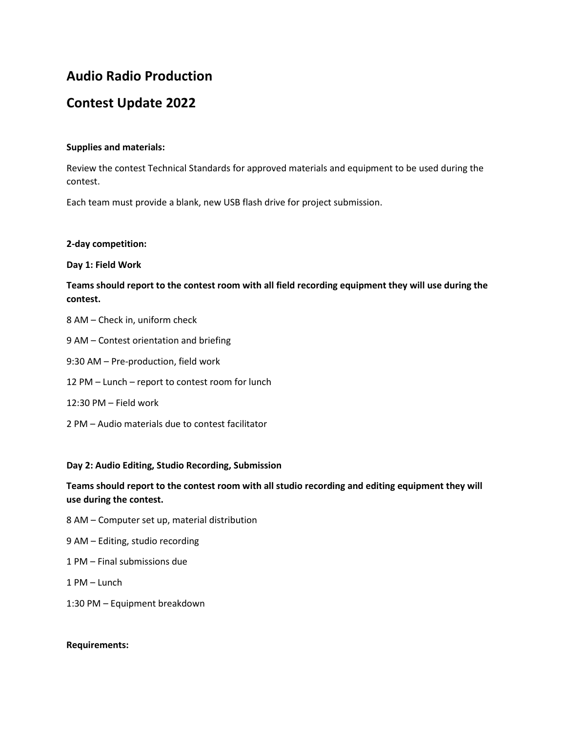# Audio Radio Production

# Contest Update 2022

**Supplies and materials:**

Review the contest Technical Standards for approved materials and equipment to be used during the contest.

Each team must provide a blank, new USB flash drive for project submission.

**2-day competition:**

**Day 1: Field Work**

**Teams should report to the contest room with all field recording equipment they will use during the contest.**

8 AM – Check in, uniform check

9 AM – Contest orientation and briefing

9:30 AM – Pre-production, field work

12 PM – Lunch – report to contest room for lunch

12:30 PM – Field work

2 PM – Audio materials due to contest facilitator

**Day 2: Audio Editing, Studio Recording, Submission**

**Teams should report to the contest room with all studio recording and editing equipment they will use during the contest.**

8 AM – Computer set up, material distribution

9 AM – Editing, studio recording

1 PM – Final submissions due

1 PM – Lunch

1:30 PM – Equipment breakdown

**Requirements:**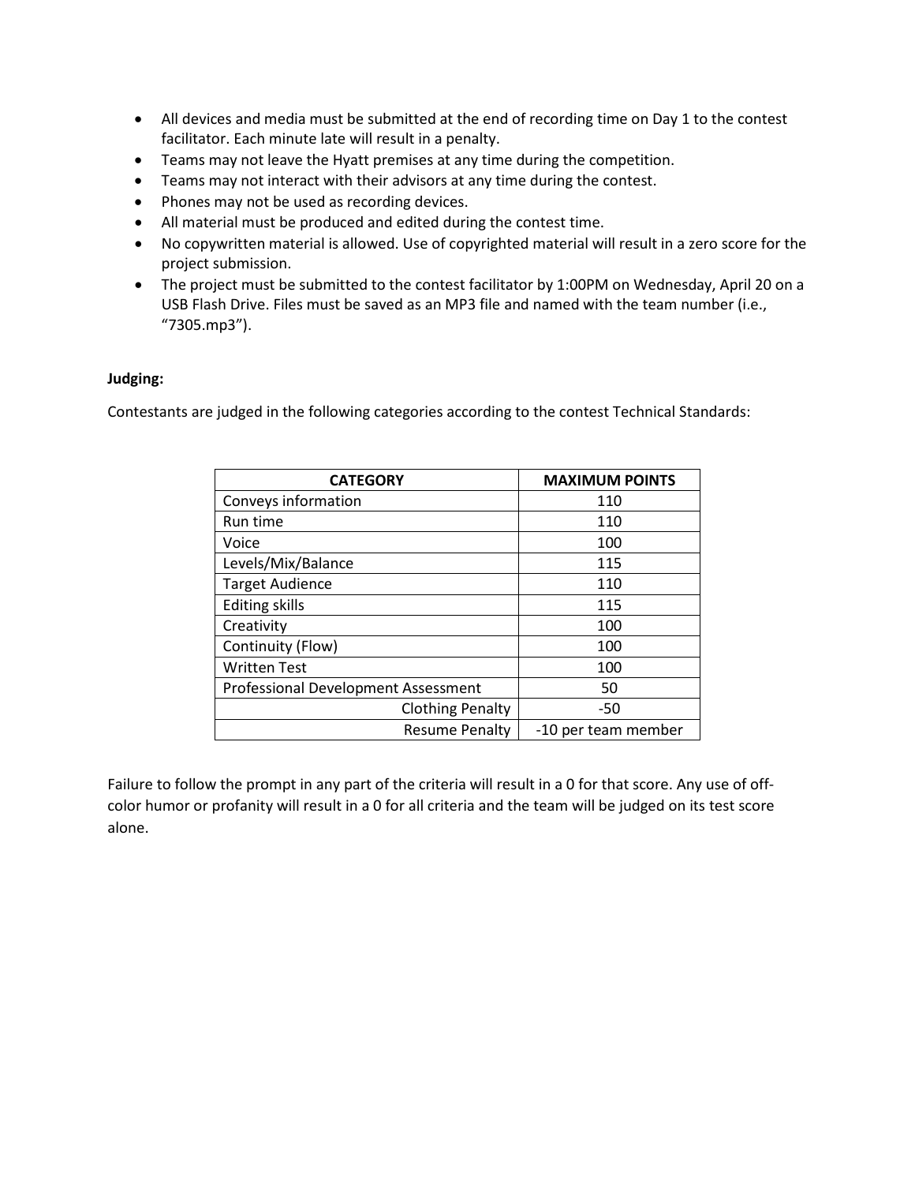- All devices and media must be submitted at the end of recording time on Day 1 to the contest facilitator. Each minute late will result in a penalty.
- Teams may not leave the Hyatt premises at any time during the competition.
- Teams may not interact with their advisors at any time during the contest.
- Phones may not be used as recording devices.
- All material must be produced and edited during the contest time.
- No copywritten material is allowed. Use of copyrighted material will result in a zero score for the project submission.
- The project must be submitted to the contest facilitator by 1:00PM on Wednesday, April 20 on a USB Flash Drive. Files must be saved as an MP3 file and named with the team number (i.e., "7305.mp3").

**Judging:**

Contestants are judged in the following categories according to the contest Technical Standards:

| CATEGORY | MAXIMUM POINTS |
| --- | --- |
| Conveys information | 110 |
| Run time | 110 |
| Voice | 100 |
| Levels/Mix/Balance | 115 |
| Target Audience | 110 |
| Editing skills | 115 |
| Creativity | 100 |
| Continuity (Flow) | 100 |
| Written Test | 100 |
| Professional Development Assessment | 50 |
| Clothing Penalty | -50 |
| Resume Penalty | -10 per team member |

Failure to follow the prompt in any part of the criteria will result in a 0 for that score. Any use of off-color humor or profanity will result in a 0 for all criteria and the team will be judged on its test score alone.